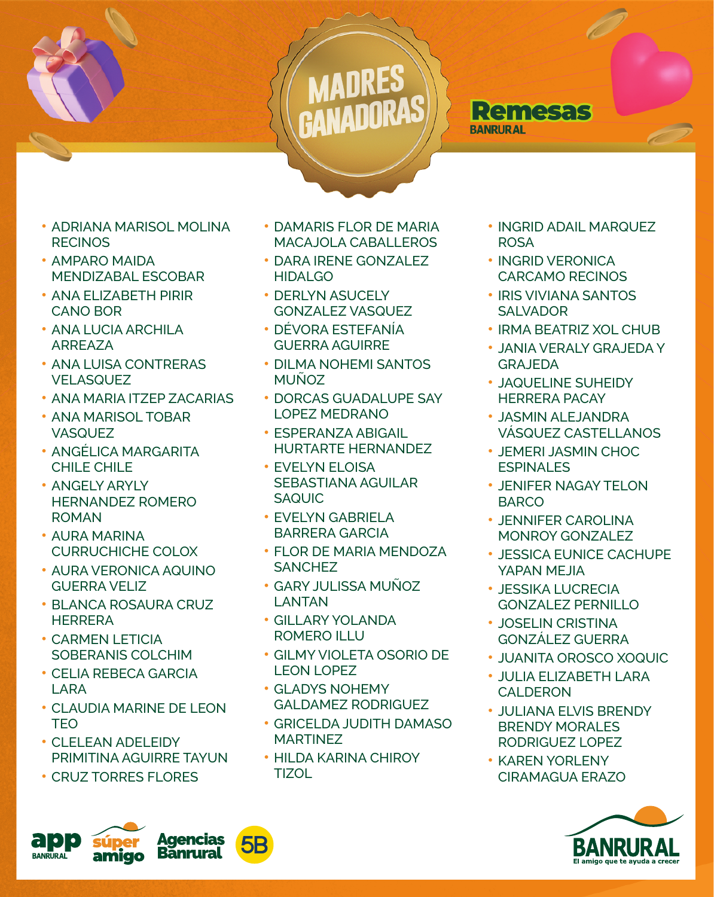# MADRES GANADORAS

**Remesas** BANRURAL

- ADRIANA MARISOL MOLINA RECINOS
- AMPARO MAIDA MENDIZABAL ESCOBAR
- ANA ELIZABETH PIRIR CANO BOR
- ANA LUCIA ARCHILA ARREAZA
- ANA LUISA CONTRERAS VELASQUEZ
- ANA MARIA ITZEP ZACARIAS
- ANA MARISOL TOBAR VASQUEZ
- ANGÉLICA MARGARITA CHILE CHILE
- ANGELY ARYLY HERNANDEZ ROMERO ROMAN
- AURA MARINA CURRUCHICHE COLOX
- AURA VERONICA AQUINO GUERRA VELIZ
- BLANCA ROSAURA CRUZ HERRERA
- CARMEN LETICIA SOBERANIS COLCHIM
- CELIA REBECA GARCIA LARA
- CLAUDIA MARINE DE LEON TEO
- CLELEAN ADELEIDY PRIMITINA AGUIRRE TAYUN
- CRUZ TORRES FLORES
- DAMARIS FLOR DE MARIA MACAJOLA CABALLEROS
- DARA IRENE GONZALEZ HIDALGO
- DERLYN ASUCELY GONZALEZ VASQUEZ
- DÉVORA ESTEFANÍA GUERRA AGUIRRE
- DILMA NOHEMI SANTOS MUÑOZ
- DORCAS GUADALUPE SAY LOPEZ MEDRANO
- ESPERANZA ABIGAIL HURTARTE HERNANDEZ
- EVELYN ELOISA SEBASTIANA AGUILAR SAQUIC
- EVELYN GABRIELA BARRERA GARCIA
- FLOR DE MARIA MENDOZA SANCHEZ
- GARY JULISSA MUÑOZ LANTAN
- GILLARY YOLANDA ROMERO ILLU
- GILMY VIOLETA OSORIO DE LEON LOPEZ
- GLADYS NOHEMY GALDAMEZ RODRIGUEZ
- GRICELDA JUDITH DAMASO MARTINEZ
- HILDA KARINA CHIROY TIZOL
- INGRID ADAIL MARQUEZ ROSA
- INGRID VERONICA CARCAMO RECINOS
- IRIS VIVIANA SANTOS SALVADOR
- IRMA BEATRIZ XOL CHUB
- JANIA VERALY GRAJEDA Y GRAJEDA
- JAQUELINE SUHEIDY HERRERA PACAY
- JASMIN ALEJANDRA VÁSQUEZ CASTELLANOS
- JEMERI JASMIN CHOC ESPINALES
- JENIFER NAGAY TELON BARCO
- JENNIFER CAROLINA MONROY GONZALEZ
- JESSICA EUNICE CACHUPE YAPAN MEJIA
- JESSIKA LUCRECIA GONZALEZ PERNILLO
- JOSELIN CRISTINA GONZÁLEZ GUERRA
- JUANITA OROSCO XOQUIC
- JULIA ELIZABETH LARA CALDERON
- JULIANA ELVIS BRENDY BRENDY MORALES RODRIGUEZ LOPEZ
- KAREN YORLENY CIRAMAGUA ERAZO

app BANRURAL | súper amigo | Agencias Banrural | 5B

BANRURAL
El amigo que te ayuda a crecer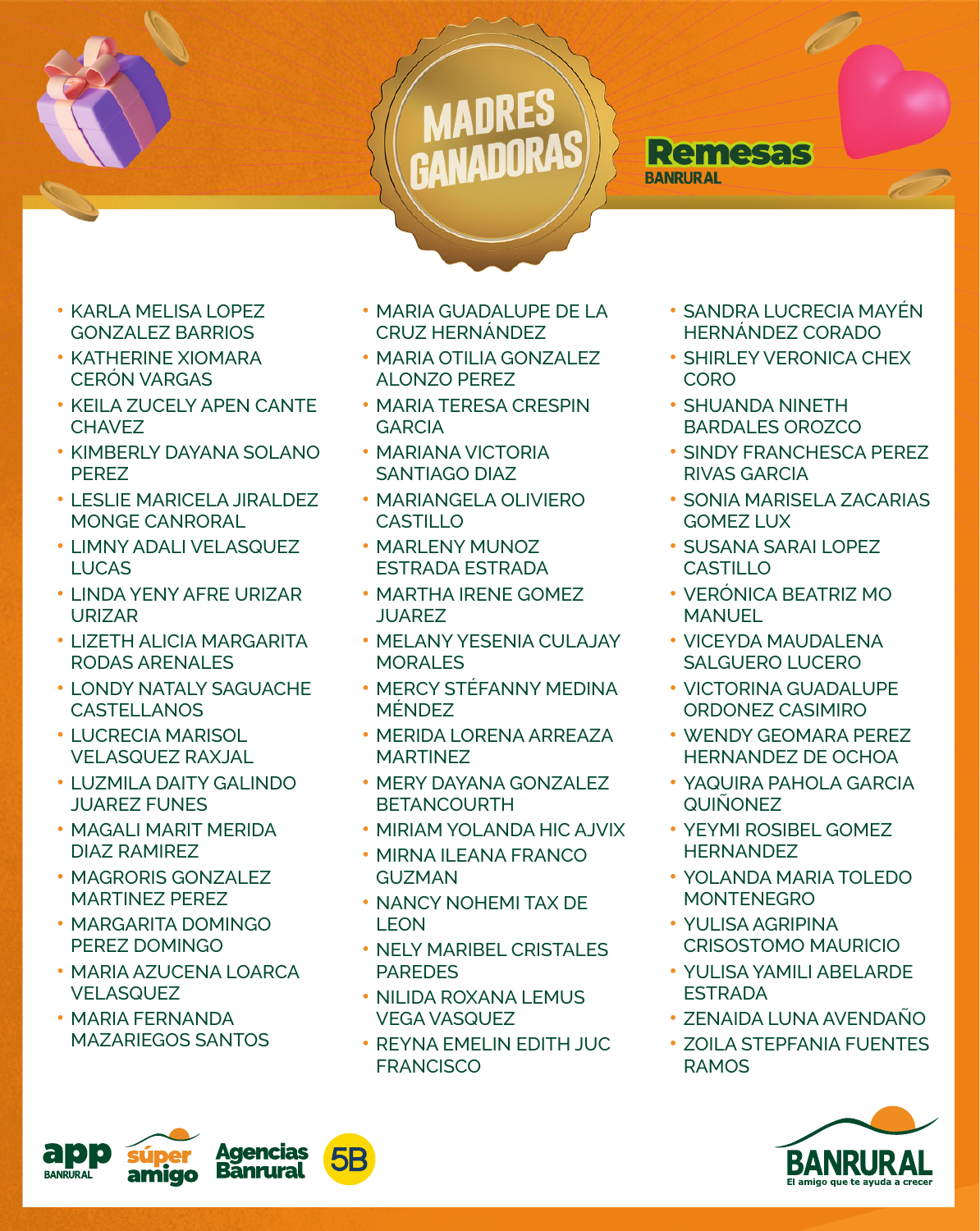# MADRES GANADORAS

**Remesas BANRURAL**

- KARLA MELISA LOPEZ GONZALEZ BARRIOS
- KATHERINE XIOMARA CERÓN VARGAS
- KEILA ZUCELY APEN CANTE CHAVEZ
- KIMBERLY DAYANA SOLANO PEREZ
- LESLIE MARICELA JIRALDEZ MONGE CANRORAL
- LIMNY ADALI VELASQUEZ LUCAS
- LINDA YENY AFRE URIZAR URIZAR
- LIZETH ALICIA MARGARITA RODAS ARENALES
- LONDY NATALY SAGUACHE CASTELLANOS
- LUCRECIA MARISOL VELASQUEZ RAXJAL
- LUZMILA DAITY GALINDO JUAREZ FUNES
- MAGALI MARIT MERIDA DIAZ RAMIREZ
- MAGRORIS GONZALEZ MARTINEZ PEREZ
- MARGARITA DOMINGO PEREZ DOMINGO
- MARIA AZUCENA LOARCA VELASQUEZ
- MARIA FERNANDA MAZARIEGOS SANTOS
- MARIA GUADALUPE DE LA CRUZ HERNÁNDEZ
- MARIA OTILIA GONZALEZ ALONZO PEREZ
- MARIA TERESA CRESPIN GARCIA
- MARIANA VICTORIA SANTIAGO DIAZ
- MARIANGELA OLIVIERO CASTILLO
- MARLENY MUNOZ ESTRADA ESTRADA
- MARTHA IRENE GOMEZ JUAREZ
- MELANY YESENIA CULAJAY MORALES
- MERCY STÉFANNY MEDINA MÉNDEZ
- MERIDA LORENA ARREAZA MARTINEZ
- MERY DAYANA GONZALEZ BETANCOURTH
- MIRIAM YOLANDA HIC AJVIX
- MIRNA ILEANA FRANCO GUZMAN
- NANCY NOHEMI TAX DE LEON
- NELY MARIBEL CRISTALES PAREDES
- NILIDA ROXANA LEMUS VEGA VASQUEZ
- REYNA EMELIN EDITH JUC FRANCISCO
- SANDRA LUCRECIA MAYÉN HERNÁNDEZ CORADO
- SHIRLEY VERONICA CHEX CORO
- SHUANDA NINETH BARDALES OROZCO
- SINDY FRANCHESCA PEREZ RIVAS GARCIA
- SONIA MARISELA ZACARIAS GOMEZ LUX
- SUSANA SARAI LOPEZ CASTILLO
- VERÓNICA BEATRIZ MO MANUEL
- VICEYDA MAUDALENA SALGUERO LUCERO
- VICTORINA GUADALUPE ORDONEZ CASIMIRO
- WENDY GEOMARA PEREZ HERNANDEZ DE OCHOA
- YAQUIRA PAHOLA GARCIA QUIÑONEZ
- YEYMI ROSIBEL GOMEZ HERNANDEZ
- YOLANDA MARIA TOLEDO MONTENEGRO
- YULISA AGRIPINA CRISOSTOMO MAURICIO
- YULISA YAMILI ABELARDE ESTRADA
- ZENAIDA LUNA AVENDAÑO
- ZOILA STEPFANIA FUENTES RAMOS

app BANRURAL | súper amigo | Agencias Banrural | 5B

BANRURAL
El amigo que te ayuda a crecer